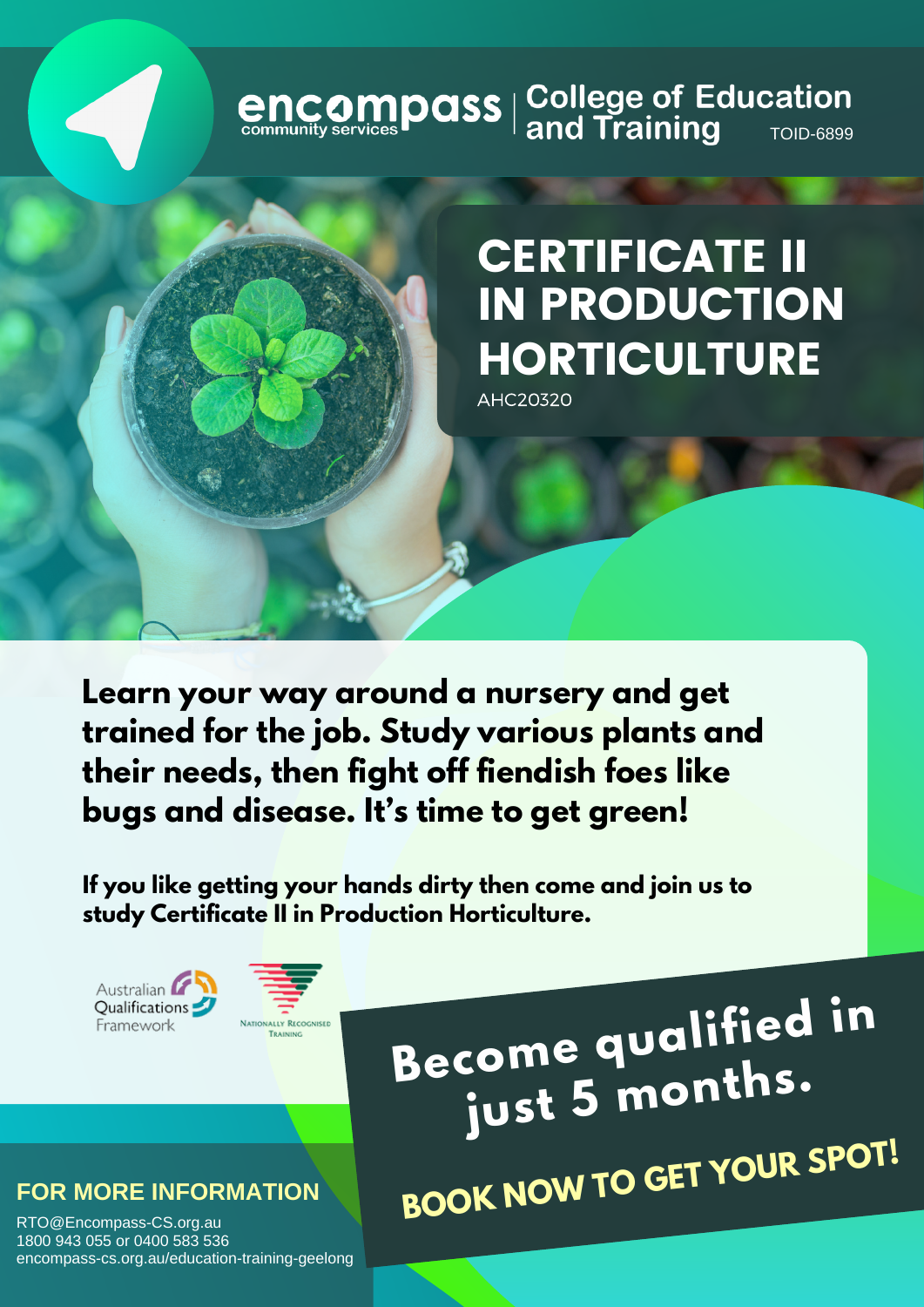encompass community services | College of Education and Training TOID-6899

# CERTIFICATE II IN PRODUCTION HORTICULTURE

AHC20320

**Learn your way around a nursery and get trained for the job. Study various plants and their needs, then fight off fiendish foes like bugs and disease. It's time to get green!**

**If you like getting your hands dirty then come and join us to study Certificate II in Production Horticulture.**

Australian Qualifications Framework

Nationally Recognised Training

## Become qualified in just 5 months.

**BOOK NOW TO GET YOUR SPOT!**

### FOR MORE INFORMATION

RTO@Encompass-CS.org.au
1800 943 055 or 0400 583 536
encompass-cs.org.au/education-training-geelong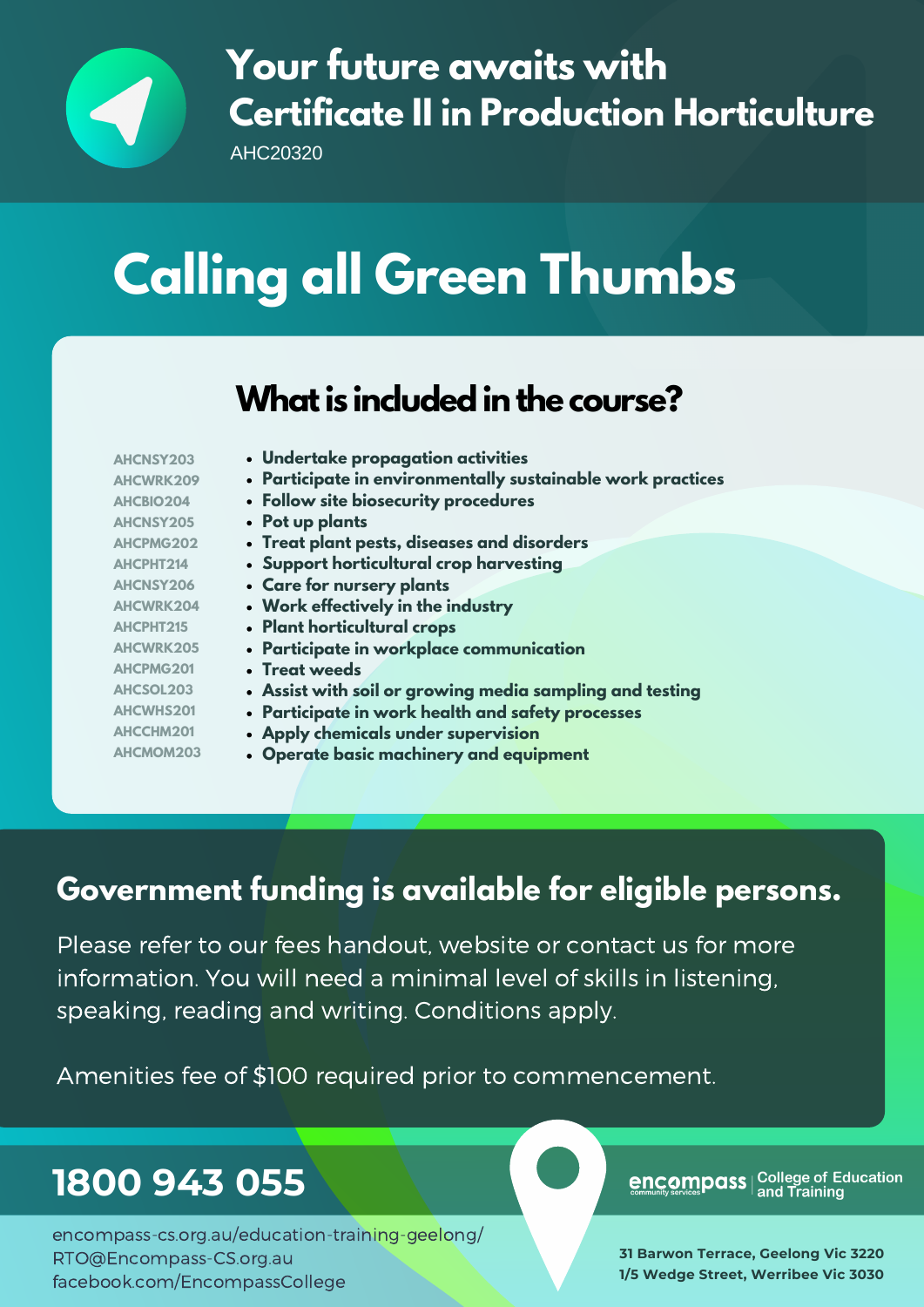# Your future awaits with Certificate II in Production Horticulture

AHC20320

## Calling all Green Thumbs

### What is included in the course?

| | |
|---|---|
| AHCNSY203 | Undertake propagation activities |
| AHCWRK209 | Participate in environmentally sustainable work practices |
| AHCBIO204 | Follow site biosecurity procedures |
| AHCNSY205 | Pot up plants |
| AHCPMG202 | Treat plant pests, diseases and disorders |
| AHCPHT214 | Support horticultural crop harvesting |
| AHCNSY206 | Care for nursery plants |
| AHCWRK204 | Work effectively in the industry |
| AHCPHT215 | Plant horticultural crops |
| AHCWRK205 | Participate in workplace communication |
| AHCPMG201 | Treat weeds |
| AHCSOL203 | Assist with soil or growing media sampling and testing |
| AHCWHS201 | Participate in work health and safety processes |
| AHCCHM201 | Apply chemicals under supervision |
| AHCMOM203 | Operate basic machinery and equipment |

### Government funding is available for eligible persons.

Please refer to our fees handout, website or contact us for more information. You will need a minimal level of skills in listening, speaking, reading and writing. Conditions apply.

Amenities fee of $100 required prior to commencement.

**1800 943 055**

encompass-cs.org.au/education-training-geelong/
RTO@Encompass-CS.org.au
facebook.com/EncompassCollege

encompass community services | College of Education and Training

31 Barwon Terrace, Geelong Vic 3220
1/5 Wedge Street, Werribee Vic 3030